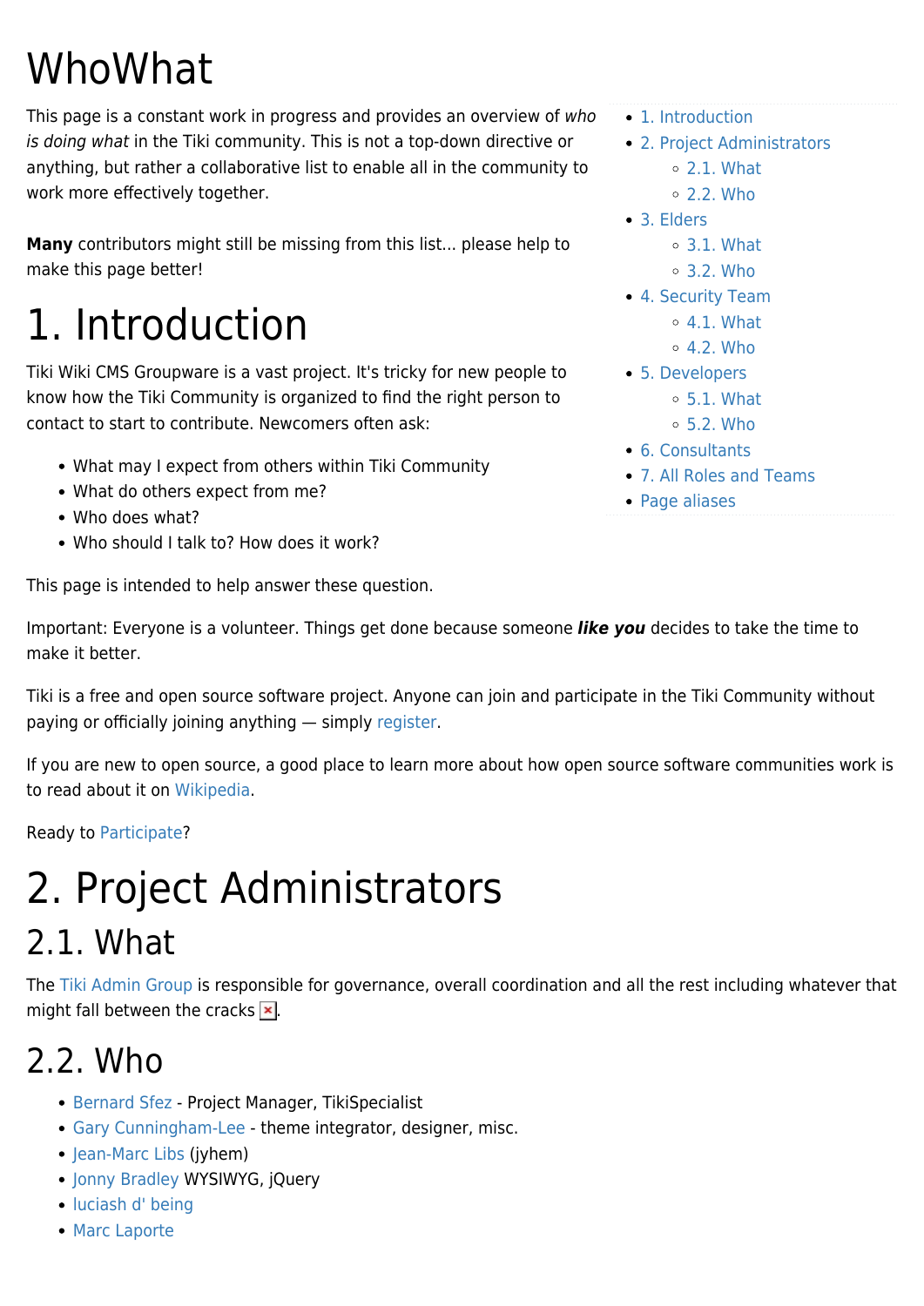# WhoWhat

This page is a constant work in progress and provides an overview of *who is doing what* in the Tiki community. This is not a top-down directive or anything, but rather a collaborative list to enable all in the community to work more effectively together.

**Many** contributors might still be missing from this list... please help to make this page better!

- 1. Introduction
- 2. Project Administrators
  - 2.1. What
  - 2.2. Who
- 3. Elders
  - 3.1. What
  - 3.2. Who
- 4. Security Team
  - 4.1. What
  - 4.2. Who
- 5. Developers
  - 5.1. What
  - 5.2. Who
- 6. Consultants
- 7. All Roles and Teams
- Page aliases

# 1. Introduction

Tiki Wiki CMS Groupware is a vast project. It's tricky for new people to know how the Tiki Community is organized to find the right person to contact to start to contribute. Newcomers often ask:

- What may I expect from others within Tiki Community
- What do others expect from me?
- Who does what?
- Who should I talk to? How does it work?

This page is intended to help answer these question.

Important: Everyone is a volunteer. Things get done because someone ***like you*** decides to take the time to make it better.

Tiki is a free and open source software project. Anyone can join and participate in the Tiki Community without paying or officially joining anything — simply register.

If you are new to open source, a good place to learn more about how open source software communities work is to read about it on Wikipedia.

Ready to Participate?

# 2. Project Administrators

## 2.1. What

The Tiki Admin Group is responsible for governance, overall coordination and all the rest including whatever that might fall between the cracks.

## 2.2. Who

- Bernard Sfez - Project Manager, TikiSpecialist
- Gary Cunningham-Lee - theme integrator, designer, misc.
- Jean-Marc Libs (jyhem)
- Jonny Bradley WYSIWYG, jQuery
- luciash d' being
- Marc Laporte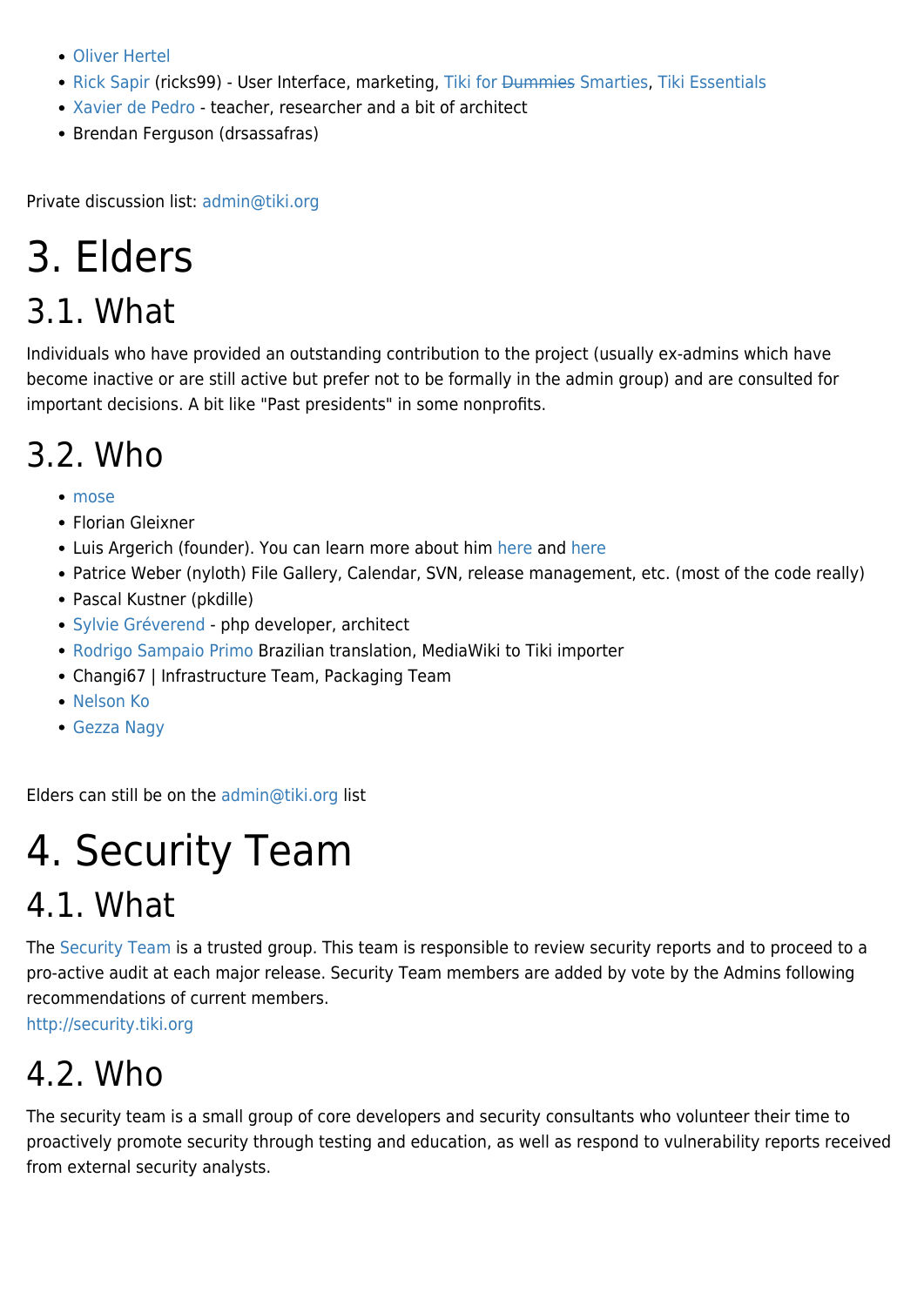- Oliver Hertel
- Rick Sapir (ricks99) - User Interface, marketing, Tiki for ~~Dummies~~ Smarties, Tiki Essentials
- Xavier de Pedro - teacher, researcher and a bit of architect
- Brendan Ferguson (drsassafras)

Private discussion list: admin@tiki.org

# 3. Elders

## 3.1. What

Individuals who have provided an outstanding contribution to the project (usually ex-admins which have become inactive or are still active but prefer not to be formally in the admin group) and are consulted for important decisions. A bit like "Past presidents" in some nonprofits.

## 3.2. Who

- mose
- Florian Gleixner
- Luis Argerich (founder). You can learn more about him here and here
- Patrice Weber (nyloth) File Gallery, Calendar, SVN, release management, etc. (most of the code really)
- Pascal Kustner (pkdille)
- Sylvie Gréverend - php developer, architect
- Rodrigo Sampaio Primo Brazilian translation, MediaWiki to Tiki importer
- Changi67 | Infrastructure Team, Packaging Team
- Nelson Ko
- Gezza Nagy

Elders can still be on the admin@tiki.org list

# 4. Security Team

## 4.1. What

The Security Team is a trusted group. This team is responsible to review security reports and to proceed to a pro-active audit at each major release. Security Team members are added by vote by the Admins following recommendations of current members.
http://security.tiki.org

## 4.2. Who

The security team is a small group of core developers and security consultants who volunteer their time to proactively promote security through testing and education, as well as respond to vulnerability reports received from external security analysts.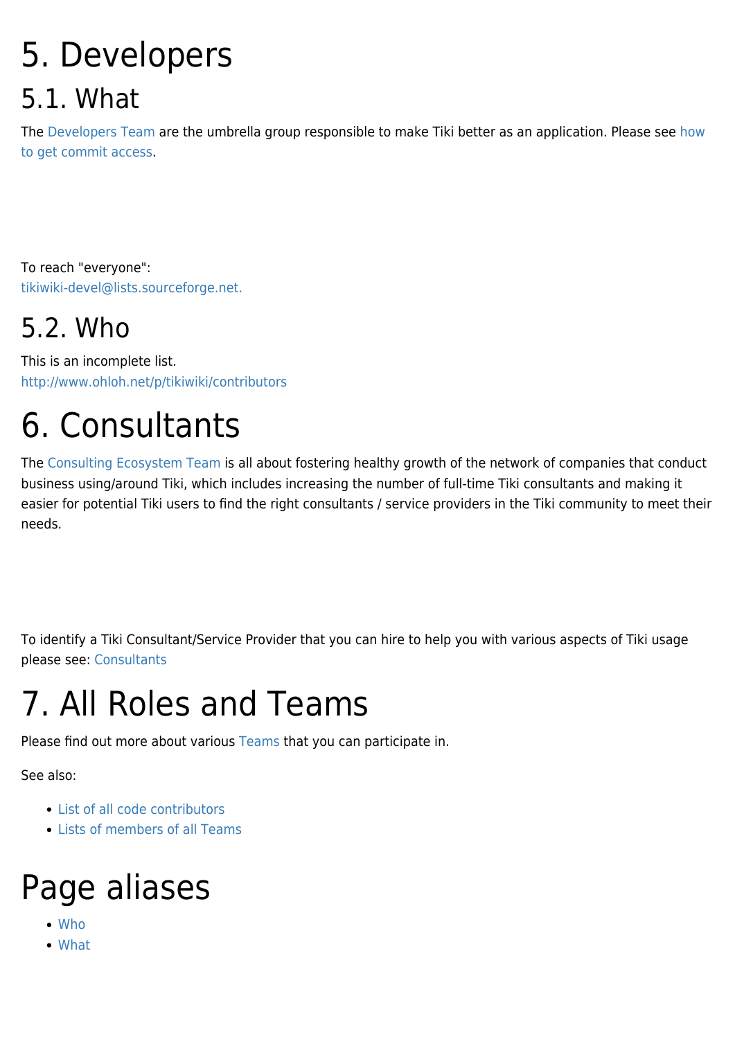# 5. Developers

## 5.1. What

The Developers Team are the umbrella group responsible to make Tiki better as an application. Please see how to get commit access.

To reach "everyone":
tikiwiki-devel@lists.sourceforge.net.

## 5.2. Who

This is an incomplete list.
http://www.ohloh.net/p/tikiwiki/contributors

# 6. Consultants

The Consulting Ecosystem Team is all about fostering healthy growth of the network of companies that conduct business using/around Tiki, which includes increasing the number of full-time Tiki consultants and making it easier for potential Tiki users to find the right consultants / service providers in the Tiki community to meet their needs.

To identify a Tiki Consultant/Service Provider that you can hire to help you with various aspects of Tiki usage please see: Consultants

# 7. All Roles and Teams

Please find out more about various Teams that you can participate in.

See also:

- List of all code contributors
- Lists of members of all Teams

# Page aliases

- Who
- What